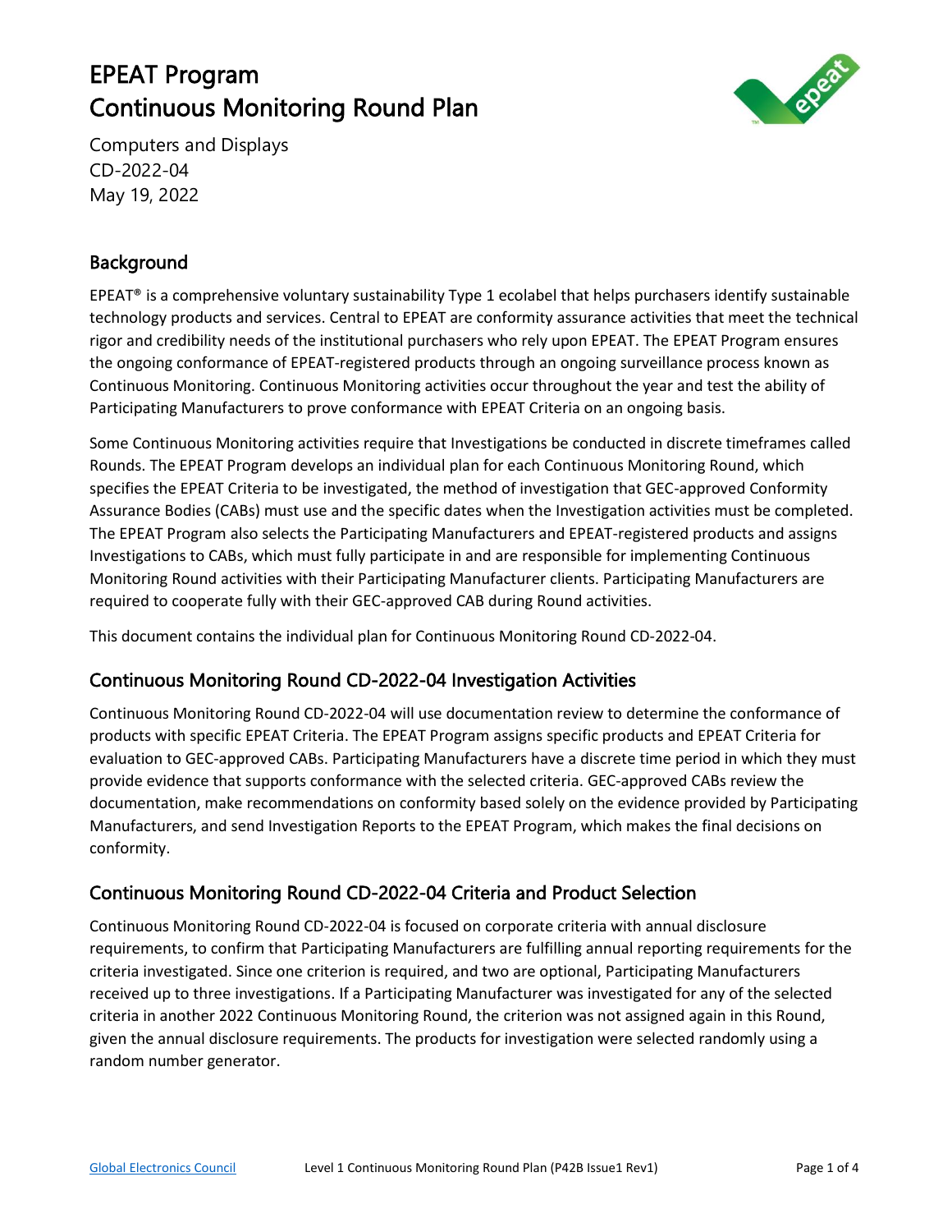# EPEAT Program
# Continuous Monitoring Round Plan

Computers and Displays
CD-2022-04
May 19, 2022

## Background

EPEAT® is a comprehensive voluntary sustainability Type 1 ecolabel that helps purchasers identify sustainable technology products and services. Central to EPEAT are conformity assurance activities that meet the technical rigor and credibility needs of the institutional purchasers who rely upon EPEAT. The EPEAT Program ensures the ongoing conformance of EPEAT-registered products through an ongoing surveillance process known as Continuous Monitoring. Continuous Monitoring activities occur throughout the year and test the ability of Participating Manufacturers to prove conformance with EPEAT Criteria on an ongoing basis.

Some Continuous Monitoring activities require that Investigations be conducted in discrete timeframes called Rounds. The EPEAT Program develops an individual plan for each Continuous Monitoring Round, which specifies the EPEAT Criteria to be investigated, the method of investigation that GEC-approved Conformity Assurance Bodies (CABs) must use and the specific dates when the Investigation activities must be completed. The EPEAT Program also selects the Participating Manufacturers and EPEAT-registered products and assigns Investigations to CABs, which must fully participate in and are responsible for implementing Continuous Monitoring Round activities with their Participating Manufacturer clients. Participating Manufacturers are required to cooperate fully with their GEC-approved CAB during Round activities.

This document contains the individual plan for Continuous Monitoring Round CD-2022-04.

## Continuous Monitoring Round CD-2022-04 Investigation Activities

Continuous Monitoring Round CD-2022-04 will use documentation review to determine the conformance of products with specific EPEAT Criteria. The EPEAT Program assigns specific products and EPEAT Criteria for evaluation to GEC-approved CABs. Participating Manufacturers have a discrete time period in which they must provide evidence that supports conformance with the selected criteria. GEC-approved CABs review the documentation, make recommendations on conformity based solely on the evidence provided by Participating Manufacturers, and send Investigation Reports to the EPEAT Program, which makes the final decisions on conformity.

## Continuous Monitoring Round CD-2022-04 Criteria and Product Selection

Continuous Monitoring Round CD-2022-04 is focused on corporate criteria with annual disclosure requirements, to confirm that Participating Manufacturers are fulfilling annual reporting requirements for the criteria investigated. Since one criterion is required, and two are optional, Participating Manufacturers received up to three investigations. If a Participating Manufacturer was investigated for any of the selected criteria in another 2022 Continuous Monitoring Round, the criterion was not assigned again in this Round, given the annual disclosure requirements. The products for investigation were selected randomly using a random number generator.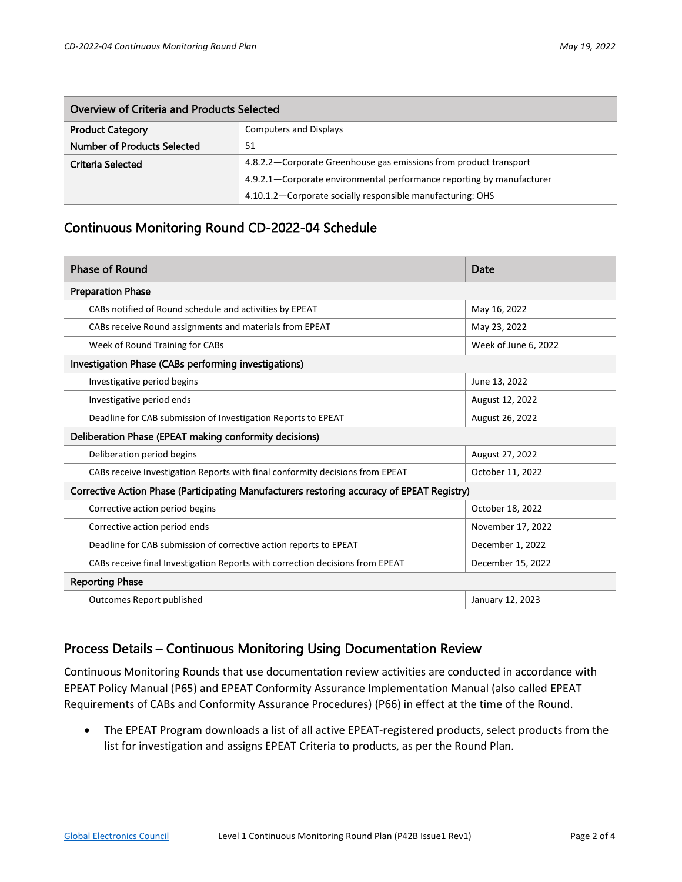| Overview of Criteria and Products Selected | |
|---|---|
| **Product Category** | Computers and Displays |
| **Number of Products Selected** | 51 |
| **Criteria Selected** | 4.8.2.2—Corporate Greenhouse gas emissions from product transport |
| | 4.9.2.1—Corporate environmental performance reporting by manufacturer |
| | 4.10.1.2—Corporate socially responsible manufacturing: OHS |

## Continuous Monitoring Round CD-2022-04 Schedule

| Phase of Round | Date |
|---|---|
| **Preparation Phase** | |
| CABs notified of Round schedule and activities by EPEAT | May 16, 2022 |
| CABs receive Round assignments and materials from EPEAT | May 23, 2022 |
| Week of Round Training for CABs | Week of June 6, 2022 |
| **Investigation Phase (CABs performing investigations)** | |
| Investigative period begins | June 13, 2022 |
| Investigative period ends | August 12, 2022 |
| Deadline for CAB submission of Investigation Reports to EPEAT | August 26, 2022 |
| **Deliberation Phase (EPEAT making conformity decisions)** | |
| Deliberation period begins | August 27, 2022 |
| CABs receive Investigation Reports with final conformity decisions from EPEAT | October 11, 2022 |
| **Corrective Action Phase (Participating Manufacturers restoring accuracy of EPEAT Registry)** | |
| Corrective action period begins | October 18, 2022 |
| Corrective action period ends | November 17, 2022 |
| Deadline for CAB submission of corrective action reports to EPEAT | December 1, 2022 |
| CABs receive final Investigation Reports with correction decisions from EPEAT | December 15, 2022 |
| **Reporting Phase** | |
| Outcomes Report published | January 12, 2023 |

## Process Details – Continuous Monitoring Using Documentation Review

Continuous Monitoring Rounds that use documentation review activities are conducted in accordance with EPEAT Policy Manual (P65) and EPEAT Conformity Assurance Implementation Manual (also called EPEAT Requirements of CABs and Conformity Assurance Procedures) (P66) in effect at the time of the Round.

- The EPEAT Program downloads a list of all active EPEAT-registered products, select products from the list for investigation and assigns EPEAT Criteria to products, as per the Round Plan.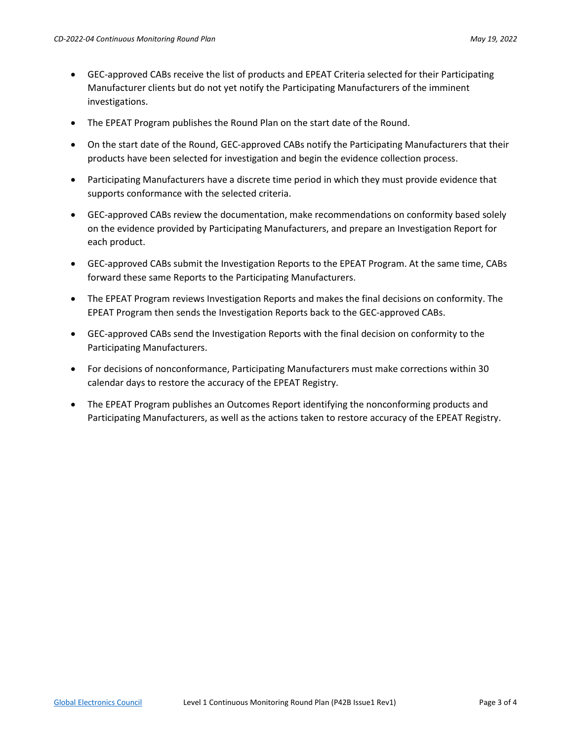- GEC-approved CABs receive the list of products and EPEAT Criteria selected for their Participating Manufacturer clients but do not yet notify the Participating Manufacturers of the imminent investigations.
- The EPEAT Program publishes the Round Plan on the start date of the Round.
- On the start date of the Round, GEC-approved CABs notify the Participating Manufacturers that their products have been selected for investigation and begin the evidence collection process.
- Participating Manufacturers have a discrete time period in which they must provide evidence that supports conformance with the selected criteria.
- GEC-approved CABs review the documentation, make recommendations on conformity based solely on the evidence provided by Participating Manufacturers, and prepare an Investigation Report for each product.
- GEC-approved CABs submit the Investigation Reports to the EPEAT Program. At the same time, CABs forward these same Reports to the Participating Manufacturers.
- The EPEAT Program reviews Investigation Reports and makes the final decisions on conformity. The EPEAT Program then sends the Investigation Reports back to the GEC-approved CABs.
- GEC-approved CABs send the Investigation Reports with the final decision on conformity to the Participating Manufacturers.
- For decisions of nonconformance, Participating Manufacturers must make corrections within 30 calendar days to restore the accuracy of the EPEAT Registry.
- The EPEAT Program publishes an Outcomes Report identifying the nonconforming products and Participating Manufacturers, as well as the actions taken to restore accuracy of the EPEAT Registry.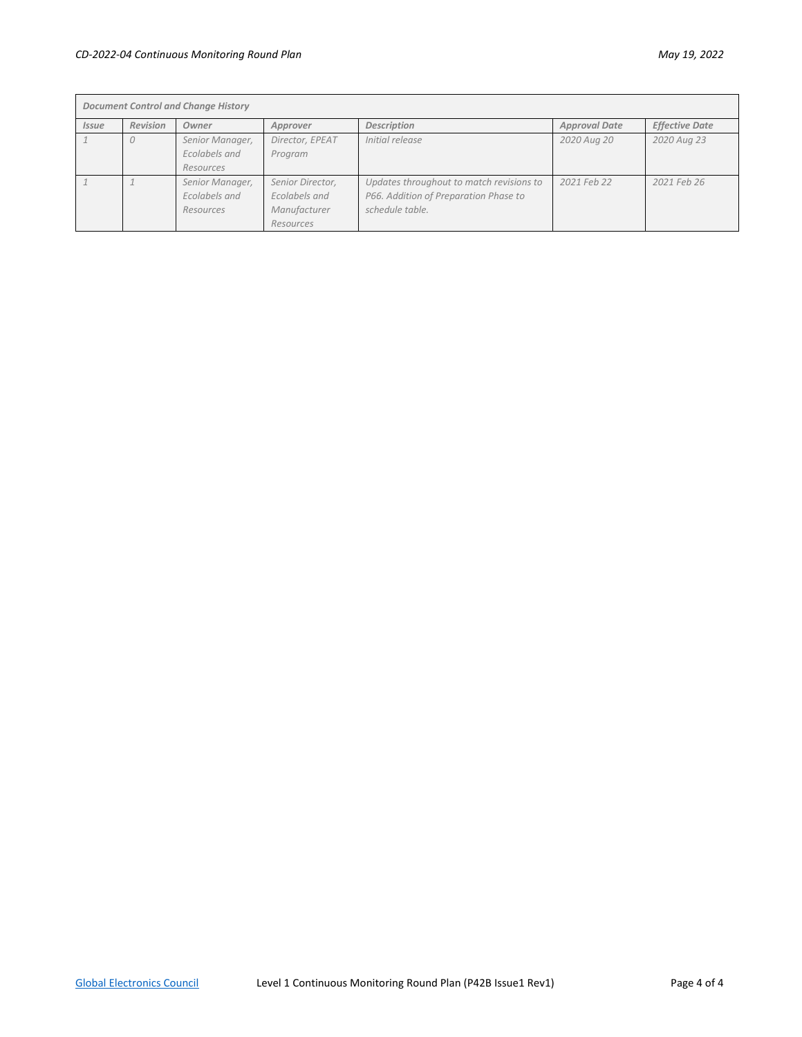| *Document Control and Change History* | | | | | | |
| --- | --- | --- | --- | --- | --- | --- |
| *Issue* | *Revision* | *Owner* | *Approver* | *Description* | *Approval Date* | *Effective Date* |
| *1* | *0* | *Senior Manager, Ecolabels and Resources* | *Director, EPEAT Program* | *Initial release* | *2020 Aug 20* | *2020 Aug 23* |
| *1* | *1* | *Senior Manager, Ecolabels and Resources* | *Senior Director, Ecolabels and Manufacturer Resources* | *Updates throughout to match revisions to P66. Addition of Preparation Phase to schedule table.* | *2021 Feb 22* | *2021 Feb 26* |